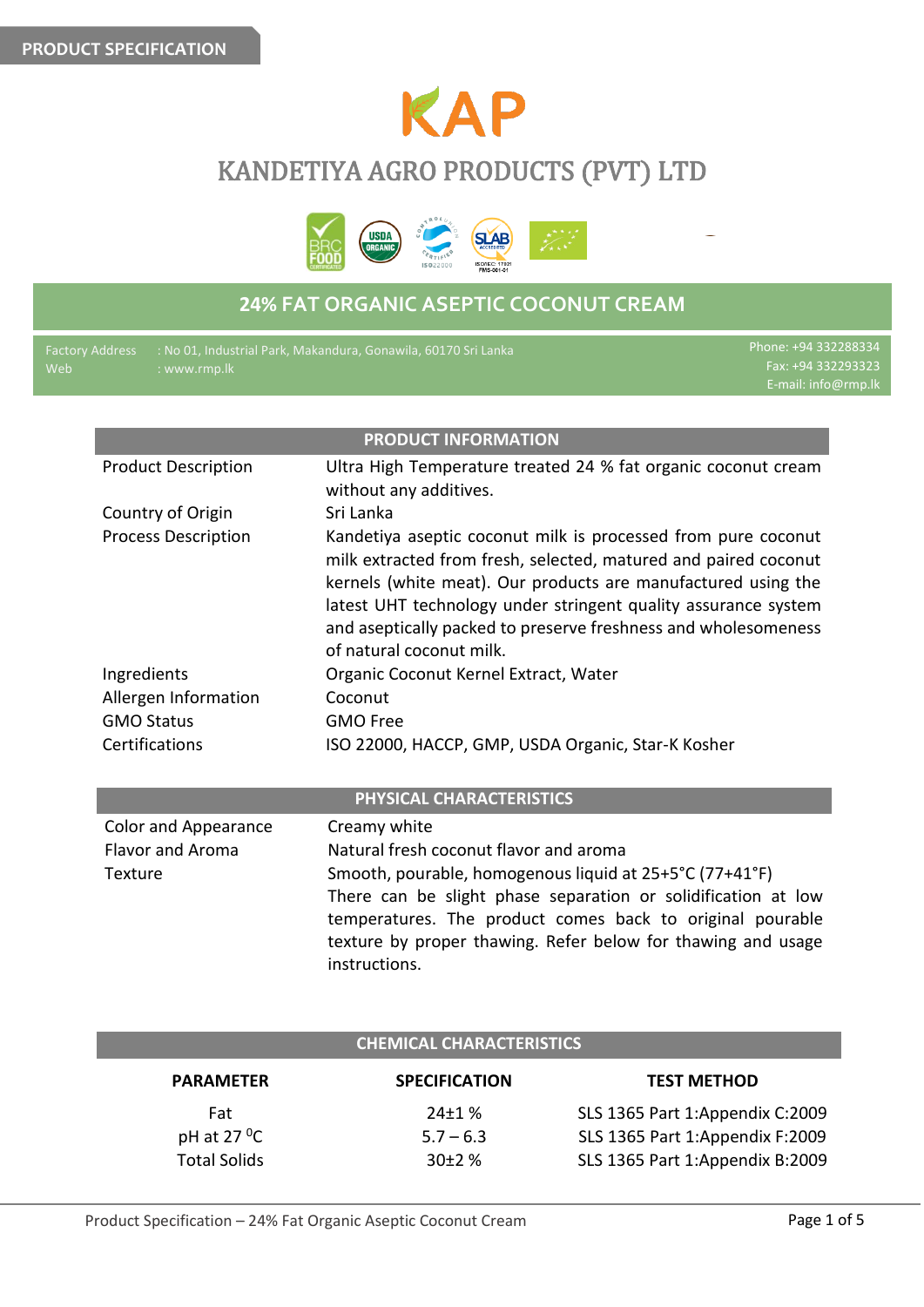PRODUCT SPECIFICATION

# KAP

## KANDETIYA AGRO PRODUCTS (PVT) LTD

## 24% FAT ORGANIC ASEPTIC COCONUT CREAM

Factory Address : No 01, Industrial Park, Makandura, Gonawila, 60170 Sri Lanka
Web : www.rmp.lk

Phone: +94 332288334
Fax: +94 332293323
E-mail: info@rmp.lk

| PRODUCT INFORMATION | |
|---|---|
| Product Description | Ultra High Temperature treated 24 % fat organic coconut cream without any additives. |
| Country of Origin | Sri Lanka |
| Process Description | Kandetiya aseptic coconut milk is processed from pure coconut milk extracted from fresh, selected, matured and paired coconut kernels (white meat). Our products are manufactured using the latest UHT technology under stringent quality assurance system and aseptically packed to preserve freshness and wholesomeness of natural coconut milk. |
| Ingredients | Organic Coconut Kernel Extract, Water |
| Allergen Information | Coconut |
| GMO Status | GMO Free |
| Certifications | ISO 22000, HACCP, GMP, USDA Organic, Star-K Kosher |

| PHYSICAL CHARACTERISTICS | |
|---|---|
| Color and Appearance | Creamy white |
| Flavor and Aroma | Natural fresh coconut flavor and aroma |
| Texture | Smooth, pourable, homogenous liquid at 25+5°C (77+41°F) There can be slight phase separation or solidification at low temperatures. The product comes back to original pourable texture by proper thawing. Refer below for thawing and usage instructions. |

**CHEMICAL CHARACTERISTICS**

| PARAMETER | SPECIFICATION | TEST METHOD |
|---|---|---|
| Fat | 24±1 % | SLS 1365 Part 1:Appendix C:2009 |
| pH at 27 $^0$C | 5.7 – 6.3 | SLS 1365 Part 1:Appendix F:2009 |
| Total Solids | 30±2 % | SLS 1365 Part 1:Appendix B:2009 |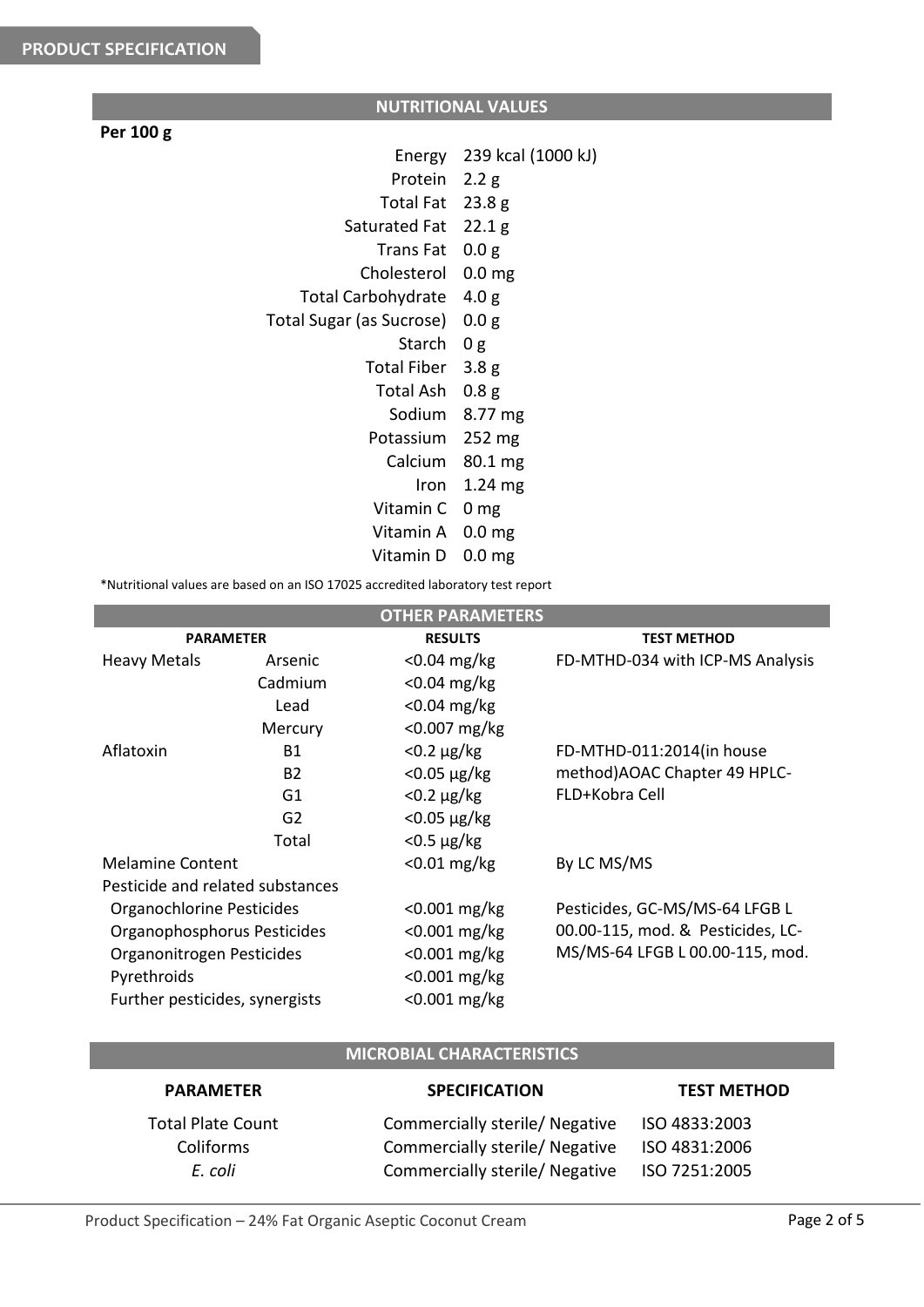## PRODUCT SPECIFICATION

### NUTRITIONAL VALUES

**Per 100 g**

| Nutrient | Value |
|---|---|
| Energy | 239 kcal (1000 kJ) |
| Protein | 2.2 g |
| Total Fat | 23.8 g |
| Saturated Fat | 22.1 g |
| Trans Fat | 0.0 g |
| Cholesterol | 0.0 mg |
| Total Carbohydrate | 4.0 g |
| Total Sugar (as Sucrose) | 0.0 g |
| Starch | 0 g |
| Total Fiber | 3.8 g |
| Total Ash | 0.8 g |
| Sodium | 8.77 mg |
| Potassium | 252 mg |
| Calcium | 80.1 mg |
| Iron | 1.24 mg |
| Vitamin C | 0 mg |
| Vitamin A | 0.0 mg |
| Vitamin D | 0.0 mg |

*Nutritional values are based on an ISO 17025 accredited laboratory test report

### OTHER PARAMETERS

| PARAMETER | | RESULTS | TEST METHOD |
|---|---|---|---|
| Heavy Metals | Arsenic | <0.04 mg/kg | FD-MTHD-034 with ICP-MS Analysis |
| | Cadmium | <0.04 mg/kg | |
| | Lead | <0.04 mg/kg | |
| | Mercury | <0.007 mg/kg | |
| Aflatoxin | B1 | <0.2 µg/kg | FD-MTHD-011:2014(in house method)AOAC Chapter 49 HPLC-FLD+Kobra Cell |
| | B2 | <0.05 µg/kg | |
| | G1 | <0.2 µg/kg | |
| | G2 | <0.05 µg/kg | |
| | Total | <0.5 µg/kg | |
| Melamine Content | | <0.01 mg/kg | By LC MS/MS |
| Pesticide and related substances | | | |
| Organochlorine Pesticides | | <0.001 mg/kg | Pesticides, GC-MS/MS-64 LFGB L 00.00-115, mod. & Pesticides, LC-MS/MS-64 LFGB L 00.00-115, mod. |
| Organophosphorus Pesticides | | <0.001 mg/kg | |
| Organonitrogen Pesticides | | <0.001 mg/kg | |
| Pyrethroids | | <0.001 mg/kg | |
| Further pesticides, synergists | | <0.001 mg/kg | |

### MICROBIAL CHARACTERISTICS

| PARAMETER | SPECIFICATION | TEST METHOD |
|---|---|---|
| Total Plate Count | Commercially sterile/ Negative | ISO 4833:2003 |
| Coliforms | Commercially sterile/ Negative | ISO 4831:2006 |
| *E. coli* | Commercially sterile/ Negative | ISO 7251:2005 |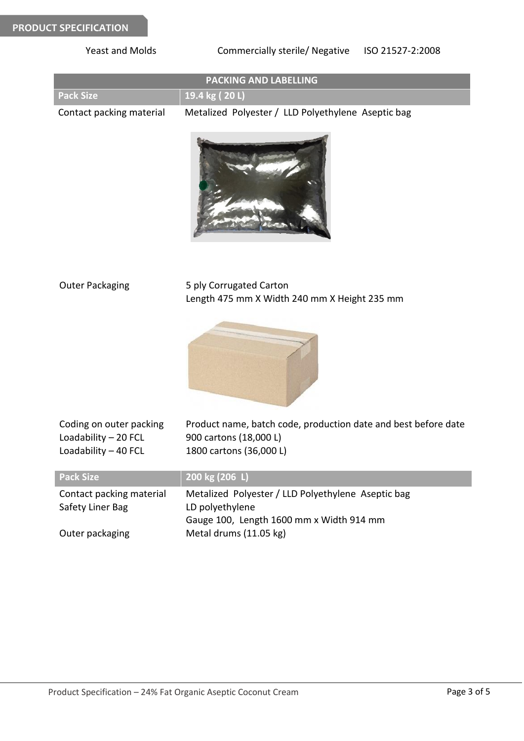**PRODUCT SPECIFICATION**

| Yeast and Molds | Commercially sterile/ Negative | ISO 21527-2:2008 |
|---|---|---|

## PACKING AND LABELLING

| Pack Size | 19.4 kg ( 20 L) |
|---|---|
| Contact packing material | Metalized Polyester / LLD Polyethylene Aseptic bag |
| Outer Packaging | 5 ply Corrugated Carton<br>Length 475 mm X Width 240 mm X Height 235 mm |
| Coding on outer packing | Product name, batch code, production date and best before date |
| Loadability – 20 FCL | 900 cartons (18,000 L) |
| Loadability – 40 FCL | 1800 cartons (36,000 L) |

| Pack Size | 200 kg (206 L) |
|---|---|
| Contact packing material | Metalized Polyester / LLD Polyethylene Aseptic bag |
| Safety Liner Bag | LD polyethylene<br>Gauge 100, Length 1600 mm x Width 914 mm |
| Outer packaging | Metal drums (11.05 kg) |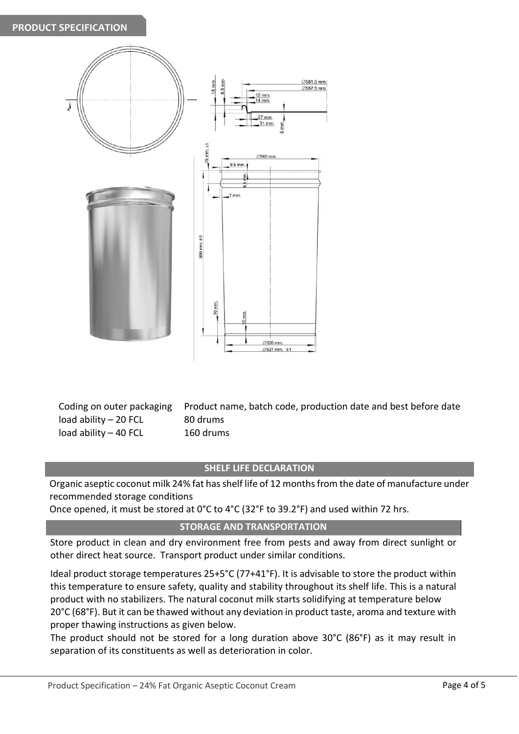## PRODUCT SPECIFICATION

| | |
|---|---|
| Coding on outer packaging | Product name, batch code, production date and best before date |
| load ability – 20 FCL | 80 drums |
| load ability – 40 FCL | 160 drums |

## SHELF LIFE DECLARATION

Organic aseptic coconut milk 24% fat has shelf life of 12 months from the date of manufacture under recommended storage conditions

Once opened, it must be stored at 0°C to 4°C (32°F to 39.2°F) and used within 72 hrs.

## STORAGE AND TRANSPORTATION

Store product in clean and dry environment free from pests and away from direct sunlight or other direct heat source. Transport product under similar conditions.

Ideal product storage temperatures 25+5°C (77+41°F). It is advisable to store the product within this temperature to ensure safety, quality and stability throughout its shelf life. This is a natural product with no stabilizers. The natural coconut milk starts solidifying at temperature below 20°C (68°F). But it can be thawed without any deviation in product taste, aroma and texture with proper thawing instructions as given below.

The product should not be stored for a long duration above 30°C (86°F) as it may result in separation of its constituents as well as deterioration in color.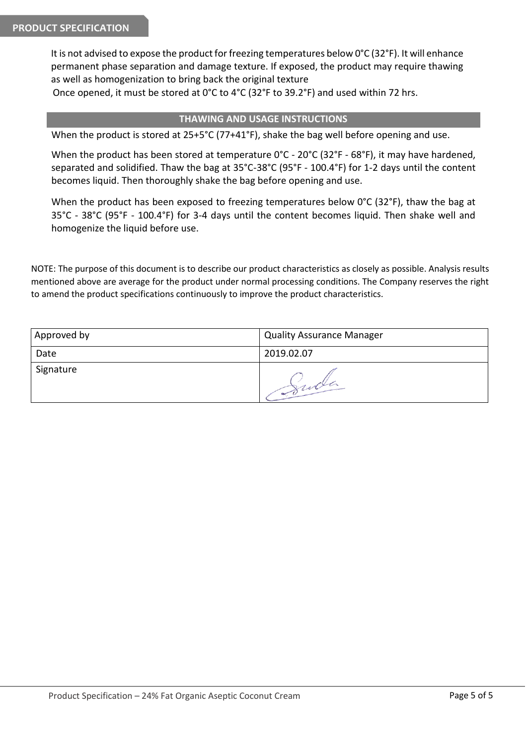## PRODUCT SPECIFICATION

It is not advised to expose the product for freezing temperatures below 0°C (32°F). It will enhance permanent phase separation and damage texture. If exposed, the product may require thawing as well as homogenization to bring back the original texture

Once opened, it must be stored at 0°C to 4°C (32°F to 39.2°F) and used within 72 hrs.

### THAWING AND USAGE INSTRUCTIONS

When the product is stored at 25+5°C (77+41°F), shake the bag well before opening and use.

When the product has been stored at temperature 0°C - 20°C (32°F - 68°F), it may have hardened, separated and solidified. Thaw the bag at 35°C-38°C (95°F - 100.4°F) for 1-2 days until the content becomes liquid. Then thoroughly shake the bag before opening and use.

When the product has been exposed to freezing temperatures below 0°C (32°F), thaw the bag at 35°C - 38°C (95°F - 100.4°F) for 3-4 days until the content becomes liquid. Then shake well and homogenize the liquid before use.

NOTE: The purpose of this document is to describe our product characteristics as closely as possible. Analysis results mentioned above are average for the product under normal processing conditions. The Company reserves the right to amend the product specifications continuously to improve the product characteristics.

| | |
|---|---|
| Approved by | Quality Assurance Manager |
| Date | 2019.02.07 |
| Signature | |